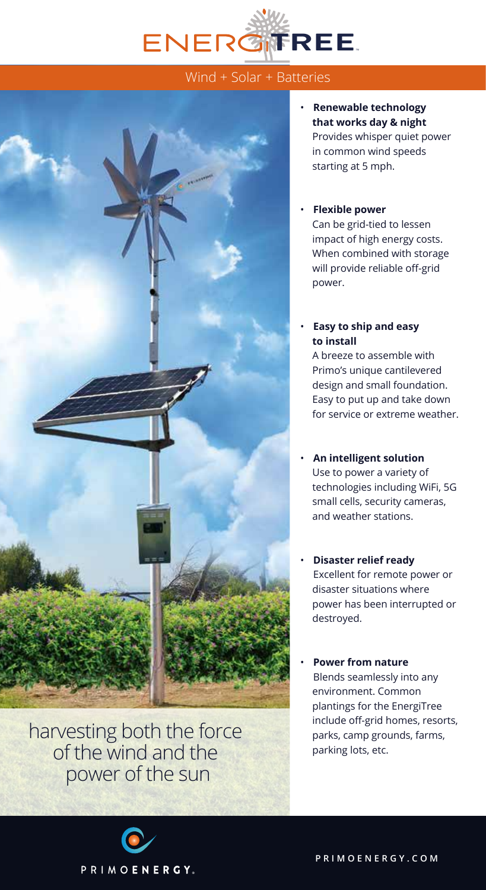# ENERGITREE

## Wind + Solar + Batteries

- **Renewable technology that works day & night**
  Provides whisper quiet power in common wind speeds starting at 5 mph.

- **Flexible power**
  Can be grid-tied to lessen impact of high energy costs. When combined with storage will provide reliable off-grid power.

- **Easy to ship and easy to install**
  A breeze to assemble with Primo's unique cantilevered design and small foundation. Easy to put up and take down for service or extreme weather.

- **An intelligent solution**
  Use to power a variety of technologies including WiFi, 5G small cells, security cameras, and weather stations.

- **Disaster relief ready**
  Excellent for remote power or disaster situations where power has been interrupted or destroyed.

- **Power from nature**
  Blends seamlessly into any environment. Common plantings for the EnergiTree include off-grid homes, resorts, parks, camp grounds, farms, parking lots, etc.

harvesting both the force of the wind and the power of the sun

PRIMOENERGY.

PRIMOENERGY.COM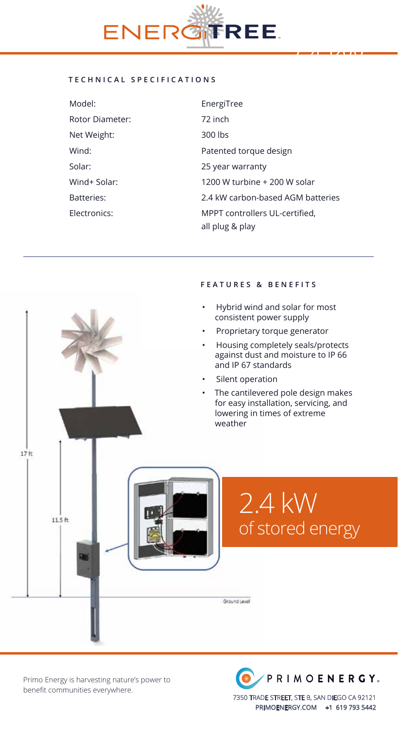# ENERGITREE

## TECHNICAL SPECIFICATIONS

| | |
|---|---|
| Model: | EnergiTree |
| Rotor Diameter: | 72 inch |
| Net Weight: | 300 lbs |
| Wind: | Patented torque design |
| Solar: | 25 year warranty |
| Wind+ Solar: | 1200 W turbine + 200 W solar |
| Batteries: | 2.4 kW carbon-based AGM batteries |
| Electronics: | MPPT controllers UL-certified, all plug & play |

## FEATURES & BENEFITS

- Hybrid wind and solar for most consistent power supply
- Proprietary torque generator
- Housing completely seals/protects against dust and moisture to IP 66 and IP 67 standards
- Silent operation
- The cantilevered pole design makes for easy installation, servicing, and lowering in times of extreme weather

17 ft

11.5 ft

Ground Level

2.4 kW
of stored energy

Primo Energy is harvesting nature's power to benefit communities everywhere.

PRIMOENERGY.

7350 TRADE STREET, STE B, SAN DIEGO CA 92121
PRIMOENERGY.COM +1 619 793 5442